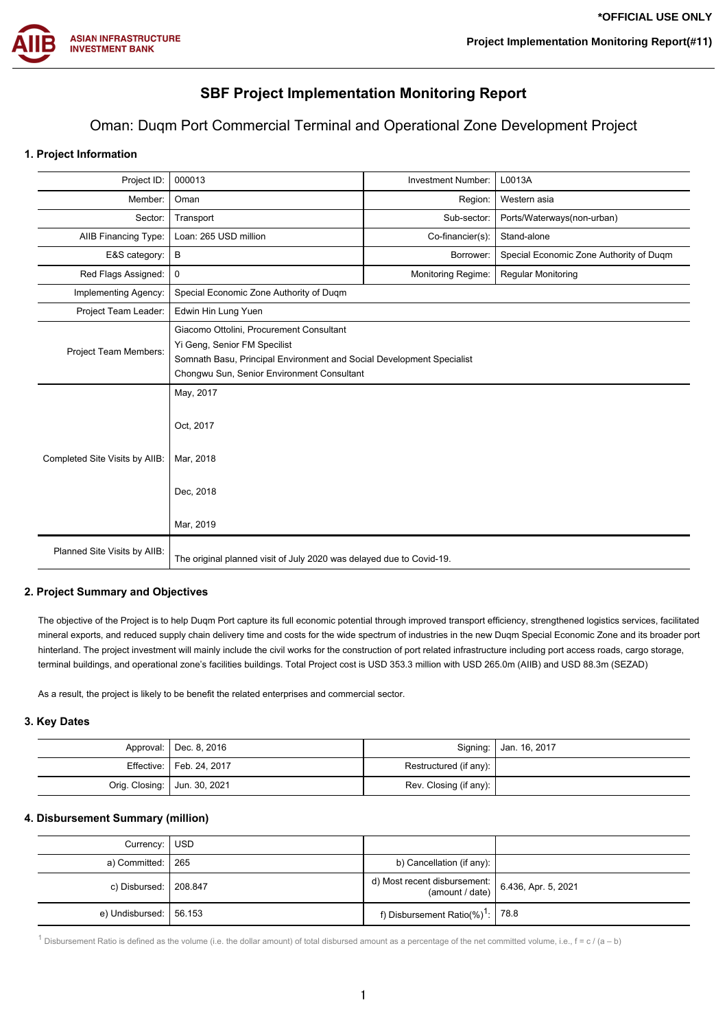# SBF Project Implementation Monitoring Report

## Oman: Duqm Port Commercial Terminal and Operational Zone Development Project

### 1. Project Information

| | | | |
|---|---|---|---|
| Project ID: | 000013 | Investment Number: | L0013A |
| Member: | Oman | Region: | Western asia |
| Sector: | Transport | Sub-sector: | Ports/Waterways(non-urban) |
| AIIB Financing Type: | Loan: 265 USD million | Co-financier(s): | Stand-alone |
| E&S category: | B | Borrower: | Special Economic Zone Authority of Duqm |
| Red Flags Assigned: | 0 | Monitoring Regime: | Regular Monitoring |
| Implementing Agency: | Special Economic Zone Authority of Duqm | | |
| Project Team Leader: | Edwin Hin Lung Yuen | | |
| Project Team Members: | Giacomo Ottolini, Procurement Consultant<br>Yi Geng, Senior FM Specilist<br>Somnath Basu, Principal Environment and Social Development Specialist<br>Chongwu Sun, Senior Environment Consultant | | |
| Completed Site Visits by AIIB: | May, 2017<br>Oct, 2017<br>Mar, 2018<br>Dec, 2018<br>Mar, 2019 | | |
| Planned Site Visits by AIIB: | The original planned visit of July 2020 was delayed due to Covid-19. | | |

### 2. Project Summary and Objectives

The objective of the Project is to help Duqm Port capture its full economic potential through improved transport efficiency, strengthened logistics services, facilitated mineral exports, and reduced supply chain delivery time and costs for the wide spectrum of industries in the new Duqm Special Economic Zone and its broader port hinterland. The project investment will mainly include the civil works for the construction of port related infrastructure including port access roads, cargo storage, terminal buildings, and operational zone's facilities buildings. Total Project cost is USD 353.3 million with USD 265.0m (AIIB) and USD 88.3m (SEZAD)

As a result, the project is likely to be benefit the related enterprises and commercial sector.

### 3. Key Dates

| | | | |
|---|---|---|---|
| Approval: | Dec. 8, 2016 | Signing: | Jan. 16, 2017 |
| Effective: | Feb. 24, 2017 | Restructured (if any): | |
| Orig. Closing: | Jun. 30, 2021 | Rev. Closing (if any): | |

### 4. Disbursement Summary (million)

| | | | |
|---|---|---|---|
| Currency: | USD | | |
| a) Committed: | 265 | b) Cancellation (if any): | |
| c) Disbursed: | 208.847 | d) Most recent disbursement: (amount / date) | 6.436, Apr. 5, 2021 |
| e) Undisbursed: | 56.153 | f) Disbursement Ratio(%)[1]: | 78.8 |

[1] Disbursement Ratio is defined as the volume (i.e. the dollar amount) of total disbursed amount as a percentage of the net committed volume, i.e., f = c / (a – b)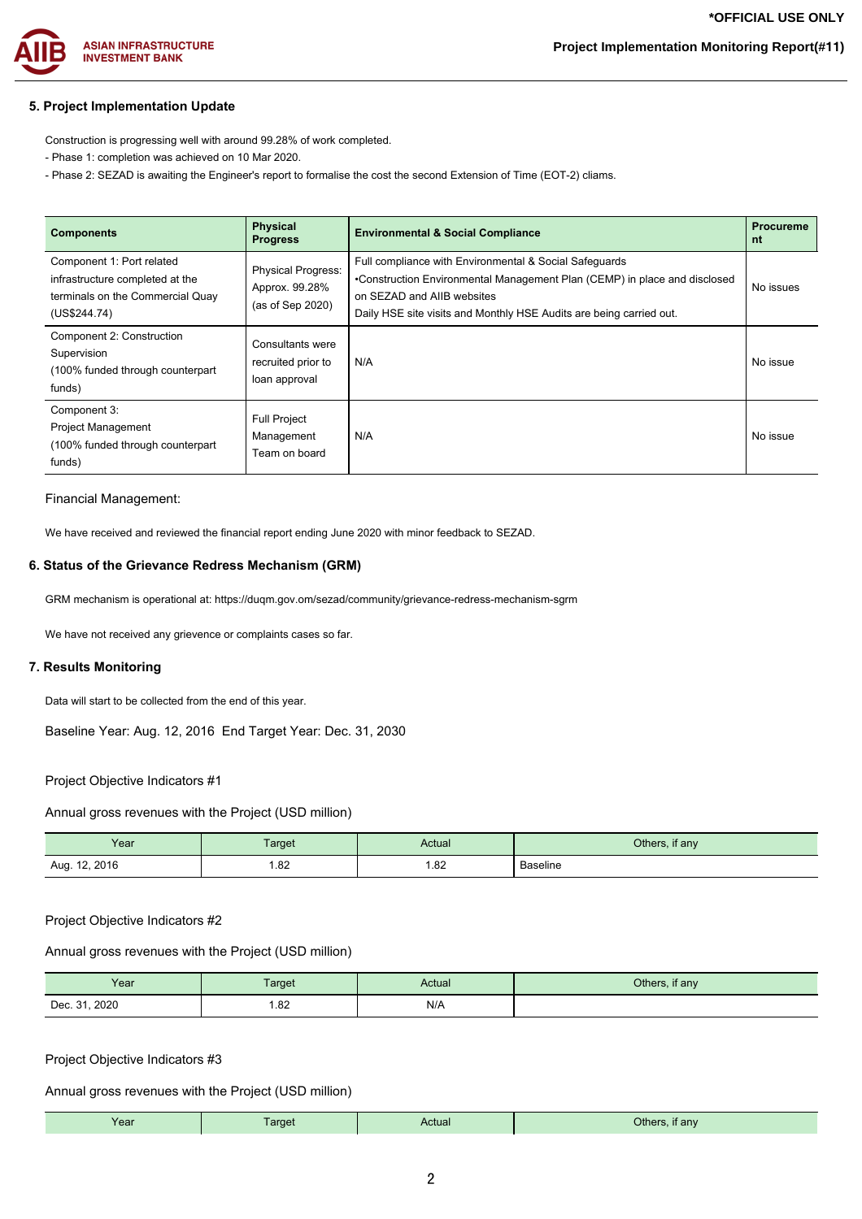## 5. Project Implementation Update

Construction is progressing well with around 99.28% of work completed.

- Phase 1: completion was achieved on 10 Mar 2020.
- Phase 2: SEZAD is awaiting the Engineer's report to formalise the cost the second Extension of Time (EOT-2) cliams.

| Components | Physical Progress | Environmental & Social Compliance | Procurement |
|---|---|---|---|
| Component 1: Port related infrastructure completed at the terminals on the Commercial Quay (US$244.74) | Physical Progress: Approx. 99.28% (as of Sep 2020) | Full compliance with Environmental & Social Safeguards •Construction Environmental Management Plan (CEMP) in place and disclosed on SEZAD and AIIB websites Daily HSE site visits and Monthly HSE Audits are being carried out. | No issues |
| Component 2: Construction Supervision (100% funded through counterpart funds) | Consultants were recruited prior to loan approval | N/A | No issue |
| Component 3: Project Management (100% funded through counterpart funds) | Full Project Management Team on board | N/A | No issue |

Financial Management:

We have received and reviewed the financial report ending June 2020 with minor feedback to SEZAD.

## 6. Status of the Grievance Redress Mechanism (GRM)

GRM mechanism is operational at: https://duqm.gov.om/sezad/community/grievance-redress-mechanism-sgrm

We have not received any grievence or complaints cases so far.

## 7. Results Monitoring

Data will start to be collected from the end of this year.

Baseline Year: Aug. 12, 2016 End Target Year: Dec. 31, 2030

Project Objective Indicators #1

Annual gross revenues with the Project (USD million)

| Year | Target | Actual | Others, if any |
|---|---|---|---|
| Aug. 12, 2016 | 1.82 | 1.82 | Baseline |

Project Objective Indicators #2

Annual gross revenues with the Project (USD million)

| Year | Target | Actual | Others, if any |
|---|---|---|---|
| Dec. 31, 2020 | 1.82 | N/A | |

Project Objective Indicators #3

Annual gross revenues with the Project (USD million)

| Year | Target | Actual | Others, if any |
|---|---|---|---|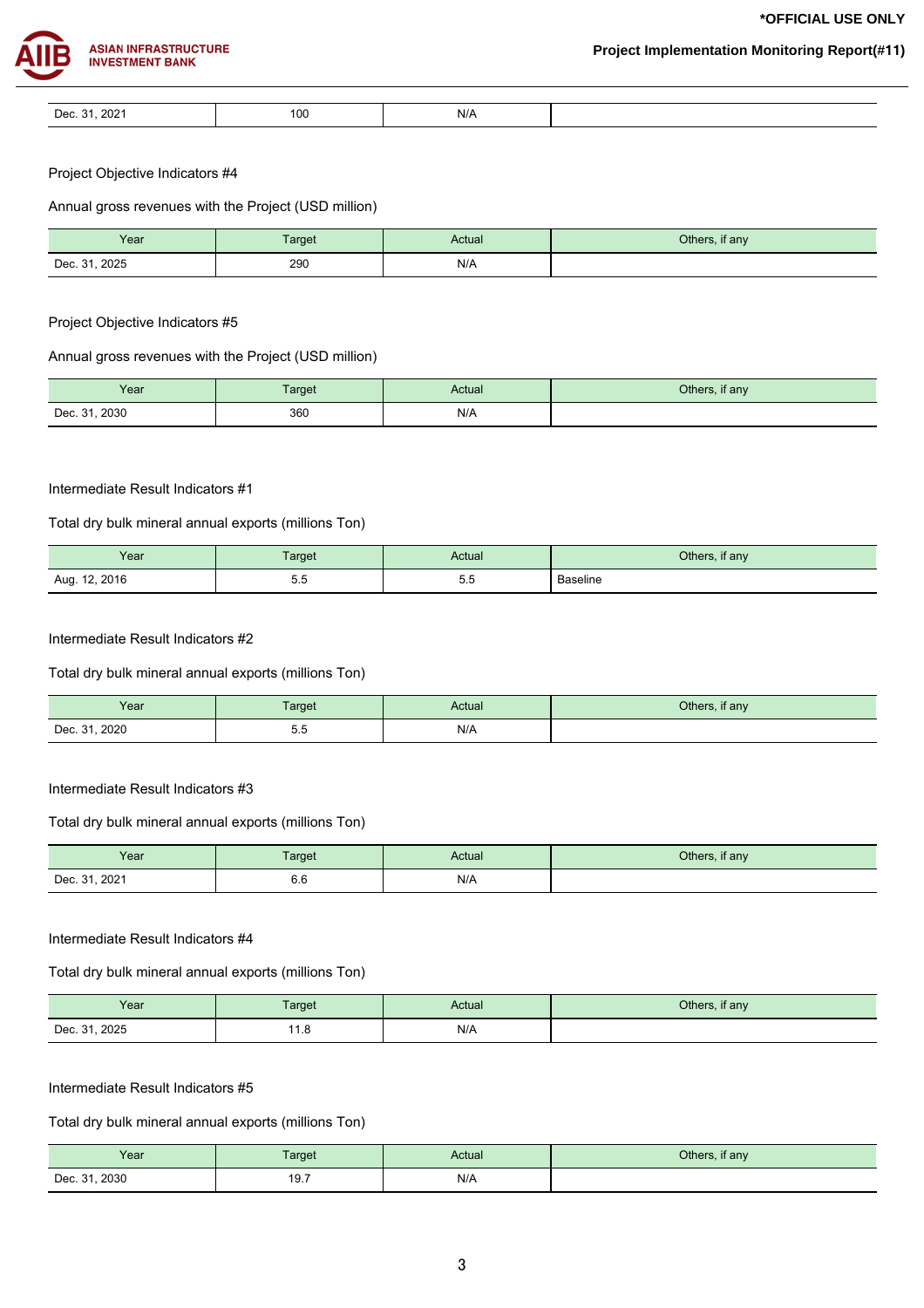| Dec. 31, 2021 | 100 | N/A | |
|---|---|---|---|

Project Objective Indicators #4

Annual gross revenues with the Project (USD million)

| Year | Target | Actual | Others, if any |
|---|---|---|---|
| Dec. 31, 2025 | 290 | N/A | |

Project Objective Indicators #5

Annual gross revenues with the Project (USD million)

| Year | Target | Actual | Others, if any |
|---|---|---|---|
| Dec. 31, 2030 | 360 | N/A | |

Intermediate Result Indicators #1

Total dry bulk mineral annual exports (millions Ton)

| Year | Target | Actual | Others, if any |
|---|---|---|---|
| Aug. 12, 2016 | 5.5 | 5.5 | Baseline |

Intermediate Result Indicators #2

Total dry bulk mineral annual exports (millions Ton)

| Year | Target | Actual | Others, if any |
|---|---|---|---|
| Dec. 31, 2020 | 5.5 | N/A | |

Intermediate Result Indicators #3

Total dry bulk mineral annual exports (millions Ton)

| Year | Target | Actual | Others, if any |
|---|---|---|---|
| Dec. 31, 2021 | 6.6 | N/A | |

Intermediate Result Indicators #4

Total dry bulk mineral annual exports (millions Ton)

| Year | Target | Actual | Others, if any |
|---|---|---|---|
| Dec. 31, 2025 | 11.8 | N/A | |

Intermediate Result Indicators #5

Total dry bulk mineral annual exports (millions Ton)

| Year | Target | Actual | Others, if any |
|---|---|---|---|
| Dec. 31, 2030 | 19.7 | N/A | |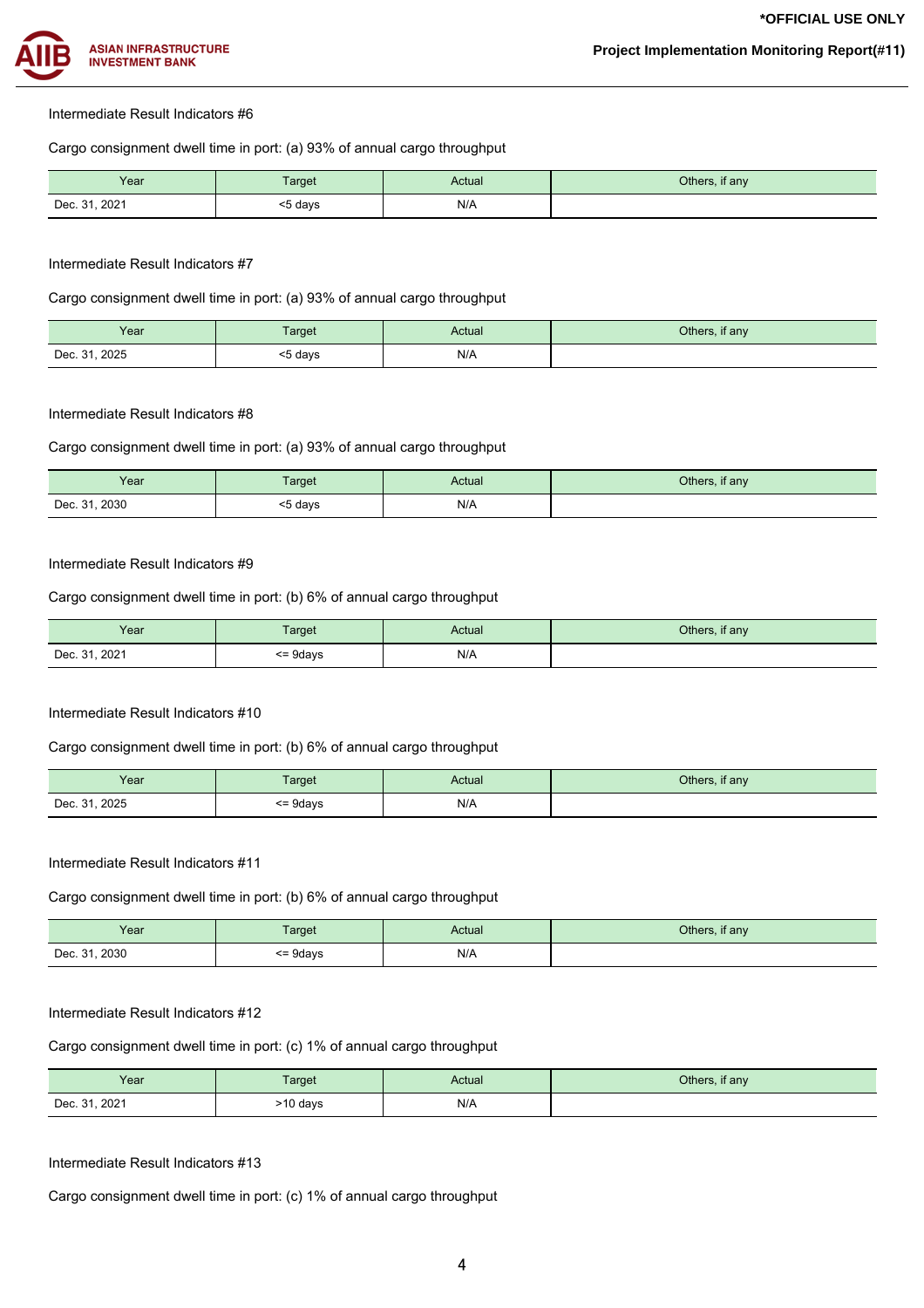Intermediate Result Indicators #6

Cargo consignment dwell time in port: (a) 93% of annual cargo throughput

| Year | Target | Actual | Others, if any |
| --- | --- | --- | --- |
| Dec. 31, 2021 | <5 days | N/A | |

Intermediate Result Indicators #7

Cargo consignment dwell time in port: (a) 93% of annual cargo throughput

| Year | Target | Actual | Others, if any |
| --- | --- | --- | --- |
| Dec. 31, 2025 | <5 days | N/A | |

Intermediate Result Indicators #8

Cargo consignment dwell time in port: (a) 93% of annual cargo throughput

| Year | Target | Actual | Others, if any |
| --- | --- | --- | --- |
| Dec. 31, 2030 | <5 days | N/A | |

Intermediate Result Indicators #9

Cargo consignment dwell time in port: (b) 6% of annual cargo throughput

| Year | Target | Actual | Others, if any |
| --- | --- | --- | --- |
| Dec. 31, 2021 | <= 9days | N/A | |

Intermediate Result Indicators #10

Cargo consignment dwell time in port: (b) 6% of annual cargo throughput

| Year | Target | Actual | Others, if any |
| --- | --- | --- | --- |
| Dec. 31, 2025 | <= 9days | N/A | |

Intermediate Result Indicators #11

Cargo consignment dwell time in port: (b) 6% of annual cargo throughput

| Year | Target | Actual | Others, if any |
| --- | --- | --- | --- |
| Dec. 31, 2030 | <= 9days | N/A | |

Intermediate Result Indicators #12

Cargo consignment dwell time in port: (c) 1% of annual cargo throughput

| Year | Target | Actual | Others, if any |
| --- | --- | --- | --- |
| Dec. 31, 2021 | >10 days | N/A | |

Intermediate Result Indicators #13

Cargo consignment dwell time in port: (c) 1% of annual cargo throughput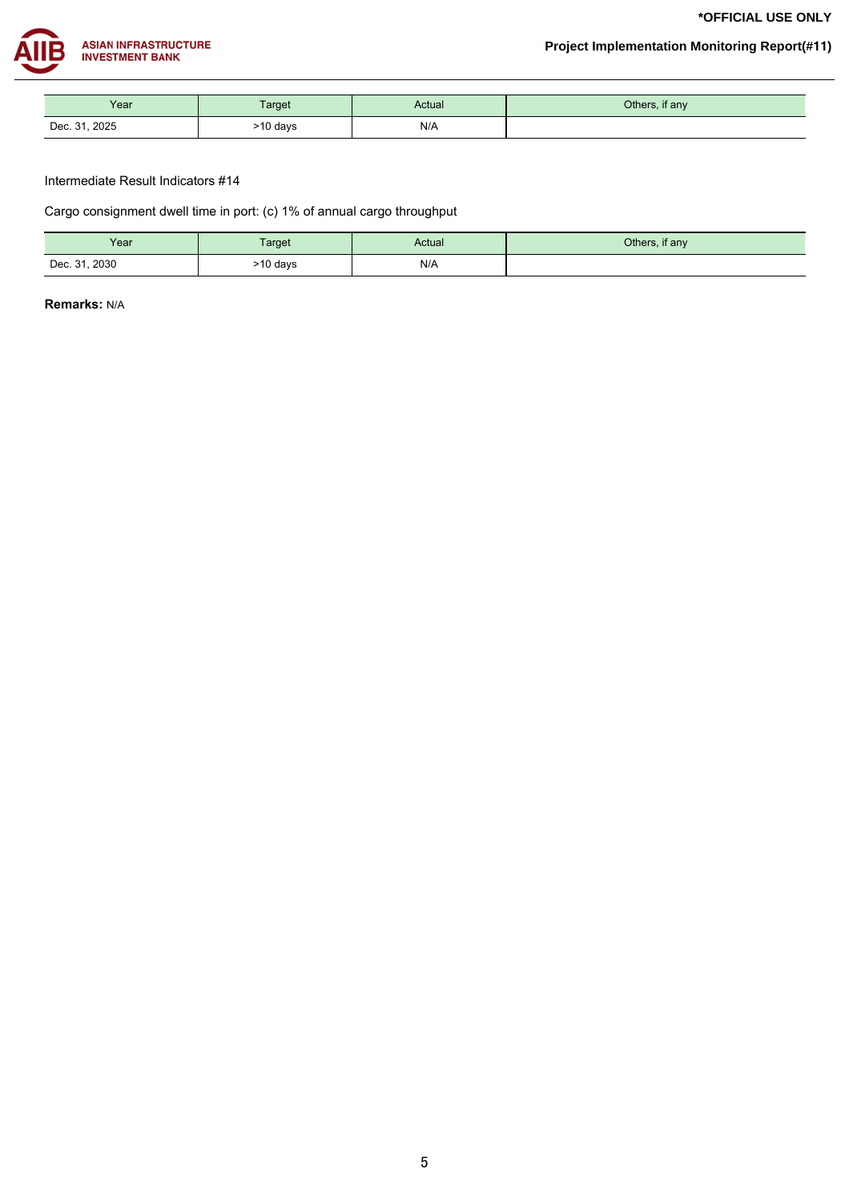| Year | Target | Actual | Others, if any |
|---|---|---|---|
| Dec. 31, 2025 | >10 days | N/A | |

Intermediate Result Indicators #14

Cargo consignment dwell time in port: (c) 1% of annual cargo throughput

| Year | Target | Actual | Others, if any |
|---|---|---|---|
| Dec. 31, 2030 | >10 days | N/A | |

**Remarks:** N/A